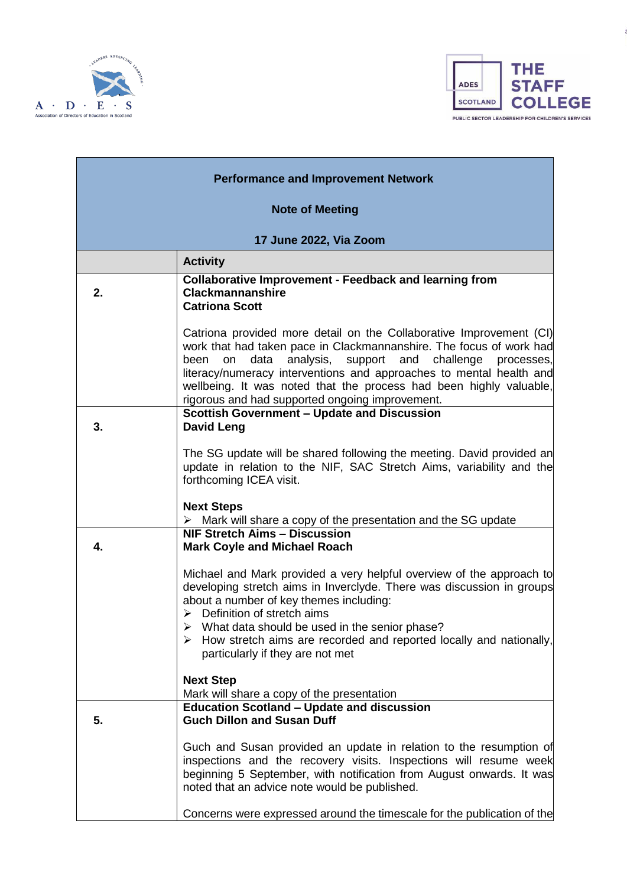| Performance and Improvement Network<br><br>Note of Meeting<br><br>17 June 2022, Via Zoom | |
|---|---|
| | **Activity** |
| **2.** | **Collaborative Improvement - Feedback and learning from Clackmannanshire**<br>**Catriona Scott**<br><br>Catriona provided more detail on the Collaborative Improvement (CI) work that had taken pace in Clackmannanshire. The focus of work had been on data analysis, support and challenge processes, literacy/numeracy interventions and approaches to mental health and wellbeing. It was noted that the process had been highly valuable, rigorous and had supported ongoing improvement. |
| **3.** | **Scottish Government – Update and Discussion**<br>**David Leng**<br><br>The SG update will be shared following the meeting. David provided an update in relation to the NIF, SAC Stretch Aims, variability and the forthcoming ICEA visit.<br><br>**Next Steps**<br>➢ Mark will share a copy of the presentation and the SG update |
| **4.** | **NIF Stretch Aims – Discussion**<br>**Mark Coyle and Michael Roach**<br><br>Michael and Mark provided a very helpful overview of the approach to developing stretch aims in Inverclyde. There was discussion in groups about a number of key themes including:<br>➢ Definition of stretch aims<br>➢ What data should be used in the senior phase?<br>➢ How stretch aims are recorded and reported locally and nationally, particularly if they are not met<br><br>**Next Step**<br>Mark will share a copy of the presentation |
| **5.** | **Education Scotland – Update and discussion**<br>**Guch Dillon and Susan Duff**<br><br>Guch and Susan provided an update in relation to the resumption of inspections and the recovery visits. Inspections will resume week beginning 5 September, with notification from August onwards. It was noted that an advice note would be published.<br><br>Concerns were expressed around the timescale for the publication of the |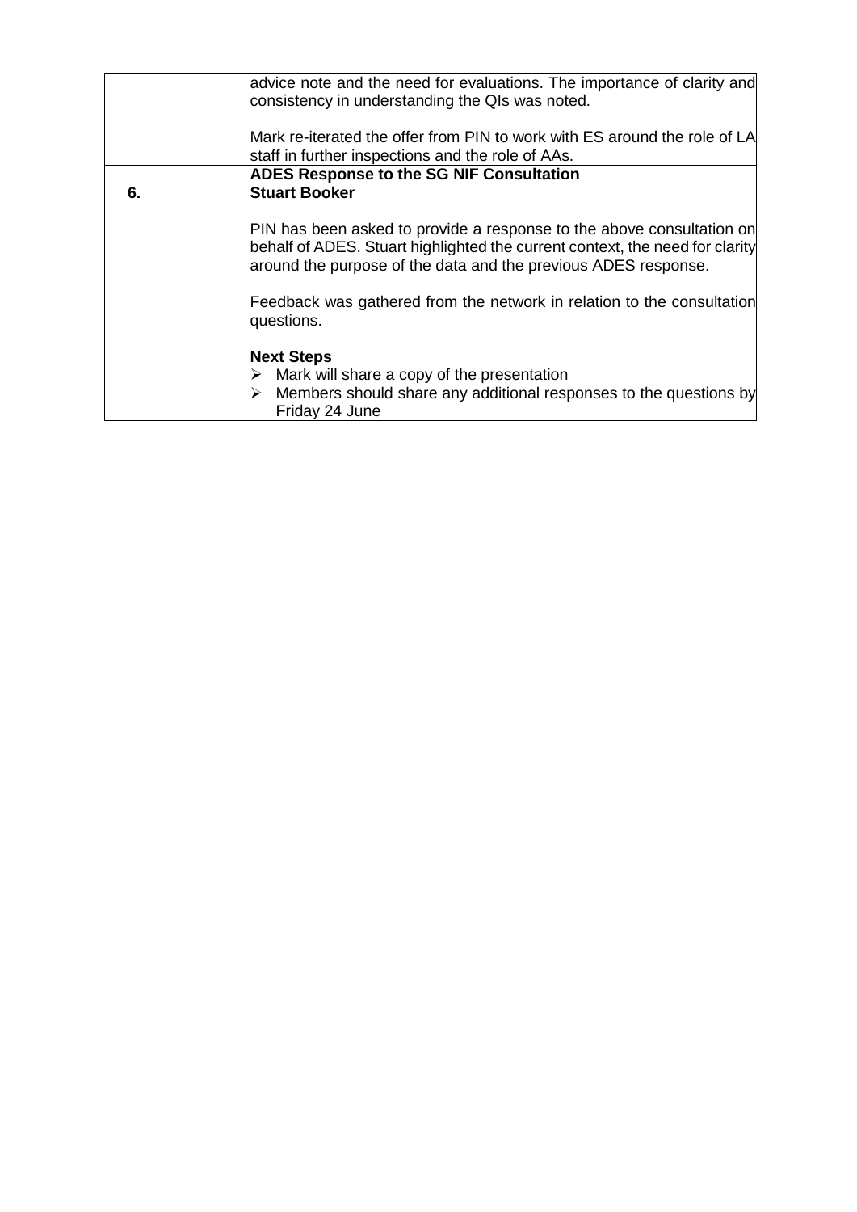| | |
|---|---|
| | advice note and the need for evaluations. The importance of clarity and consistency in understanding the QIs was noted.<br><br>Mark re-iterated the offer from PIN to work with ES around the role of LA staff in further inspections and the role of AAs. |
| **6.** | **ADES Response to the SG NIF Consultation**<br>**Stuart Booker**<br><br>PIN has been asked to provide a response to the above consultation on behalf of ADES. Stuart highlighted the current context, the need for clarity around the purpose of the data and the previous ADES response.<br><br>Feedback was gathered from the network in relation to the consultation questions.<br><br>**Next Steps**<br>➢ Mark will share a copy of the presentation<br>➢ Members should share any additional responses to the questions by Friday 24 June |